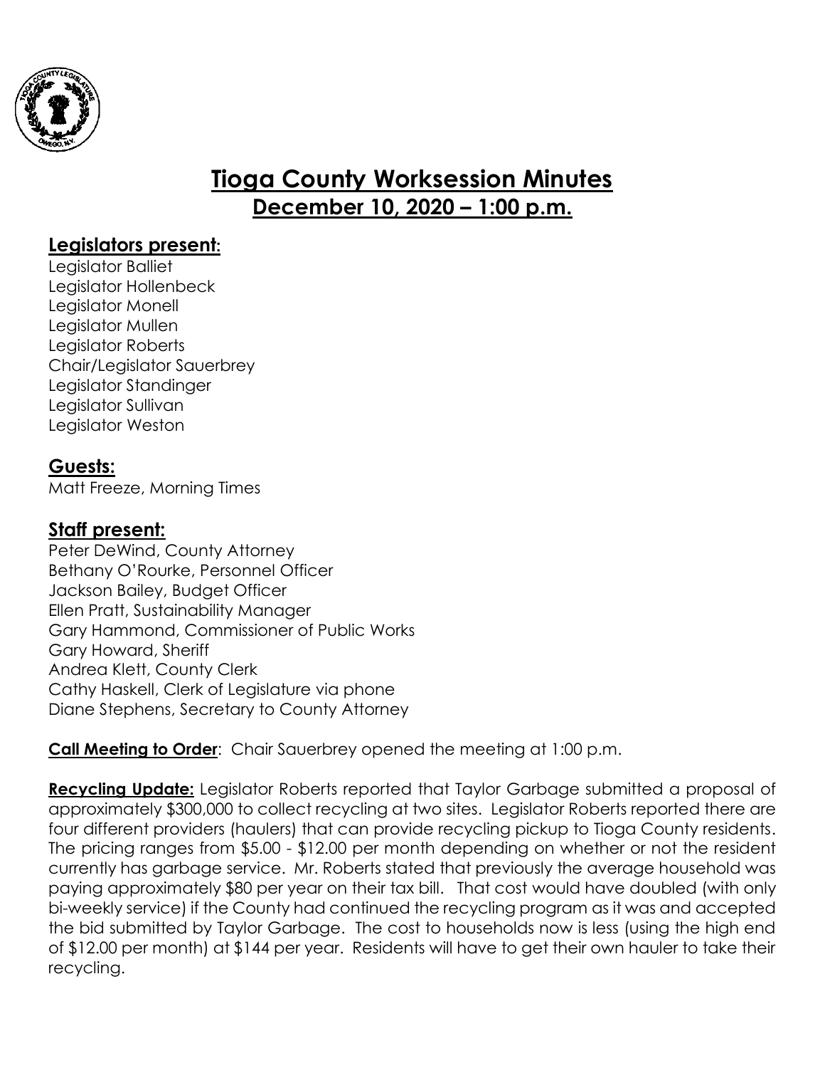# Tioga County Worksession Minutes

## December 10, 2020 – 1:00 p.m.

### Legislators present:

Legislator Balliet
Legislator Hollenbeck
Legislator Monell
Legislator Mullen
Legislator Roberts
Chair/Legislator Sauerbrey
Legislator Standinger
Legislator Sullivan
Legislator Weston

### Guests:

Matt Freeze, Morning Times

### Staff present:

Peter DeWind, County Attorney
Bethany O'Rourke, Personnel Officer
Jackson Bailey, Budget Officer
Ellen Pratt, Sustainability Manager
Gary Hammond, Commissioner of Public Works
Gary Howard, Sheriff
Andrea Klett, County Clerk
Cathy Haskell, Clerk of Legislature via phone
Diane Stephens, Secretary to County Attorney

**Call Meeting to Order**: Chair Sauerbrey opened the meeting at 1:00 p.m.

**Recycling Update:** Legislator Roberts reported that Taylor Garbage submitted a proposal of approximately $300,000 to collect recycling at two sites. Legislator Roberts reported there are four different providers (haulers) that can provide recycling pickup to Tioga County residents. The pricing ranges from $5.00 - $12.00 per month depending on whether or not the resident currently has garbage service. Mr. Roberts stated that previously the average household was paying approximately $80 per year on their tax bill. That cost would have doubled (with only bi-weekly service) if the County had continued the recycling program as it was and accepted the bid submitted by Taylor Garbage. The cost to households now is less (using the high end of $12.00 per month) at $144 per year. Residents will have to get their own hauler to take their recycling.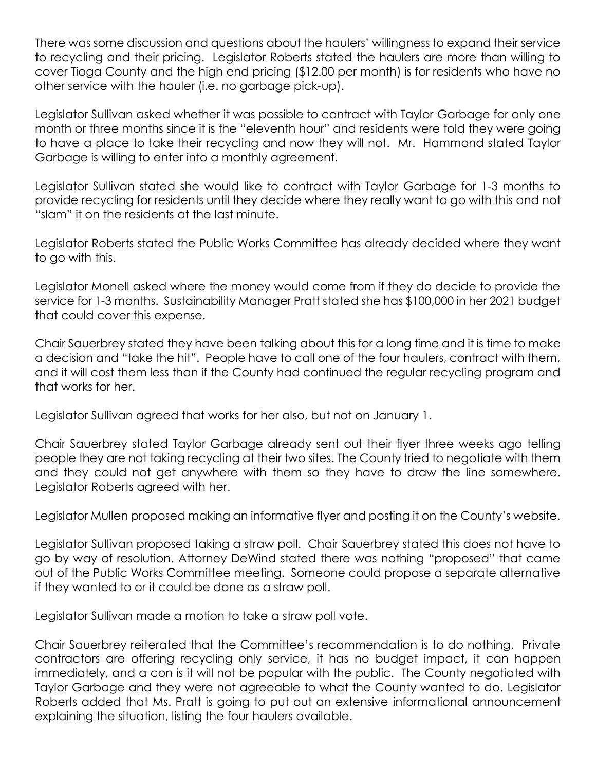There was some discussion and questions about the haulers' willingness to expand their service to recycling and their pricing. Legislator Roberts stated the haulers are more than willing to cover Tioga County and the high end pricing ($12.00 per month) is for residents who have no other service with the hauler (i.e. no garbage pick-up).

Legislator Sullivan asked whether it was possible to contract with Taylor Garbage for only one month or three months since it is the "eleventh hour" and residents were told they were going to have a place to take their recycling and now they will not. Mr. Hammond stated Taylor Garbage is willing to enter into a monthly agreement.

Legislator Sullivan stated she would like to contract with Taylor Garbage for 1-3 months to provide recycling for residents until they decide where they really want to go with this and not "slam" it on the residents at the last minute.

Legislator Roberts stated the Public Works Committee has already decided where they want to go with this.

Legislator Monell asked where the money would come from if they do decide to provide the service for 1-3 months. Sustainability Manager Pratt stated she has $100,000 in her 2021 budget that could cover this expense.

Chair Sauerbrey stated they have been talking about this for a long time and it is time to make a decision and "take the hit". People have to call one of the four haulers, contract with them, and it will cost them less than if the County had continued the regular recycling program and that works for her.

Legislator Sullivan agreed that works for her also, but not on January 1.

Chair Sauerbrey stated Taylor Garbage already sent out their flyer three weeks ago telling people they are not taking recycling at their two sites. The County tried to negotiate with them and they could not get anywhere with them so they have to draw the line somewhere. Legislator Roberts agreed with her.

Legislator Mullen proposed making an informative flyer and posting it on the County's website.

Legislator Sullivan proposed taking a straw poll. Chair Sauerbrey stated this does not have to go by way of resolution. Attorney DeWind stated there was nothing "proposed" that came out of the Public Works Committee meeting. Someone could propose a separate alternative if they wanted to or it could be done as a straw poll.

Legislator Sullivan made a motion to take a straw poll vote.

Chair Sauerbrey reiterated that the Committee's recommendation is to do nothing. Private contractors are offering recycling only service, it has no budget impact, it can happen immediately, and a con is it will not be popular with the public. The County negotiated with Taylor Garbage and they were not agreeable to what the County wanted to do. Legislator Roberts added that Ms. Pratt is going to put out an extensive informational announcement explaining the situation, listing the four haulers available.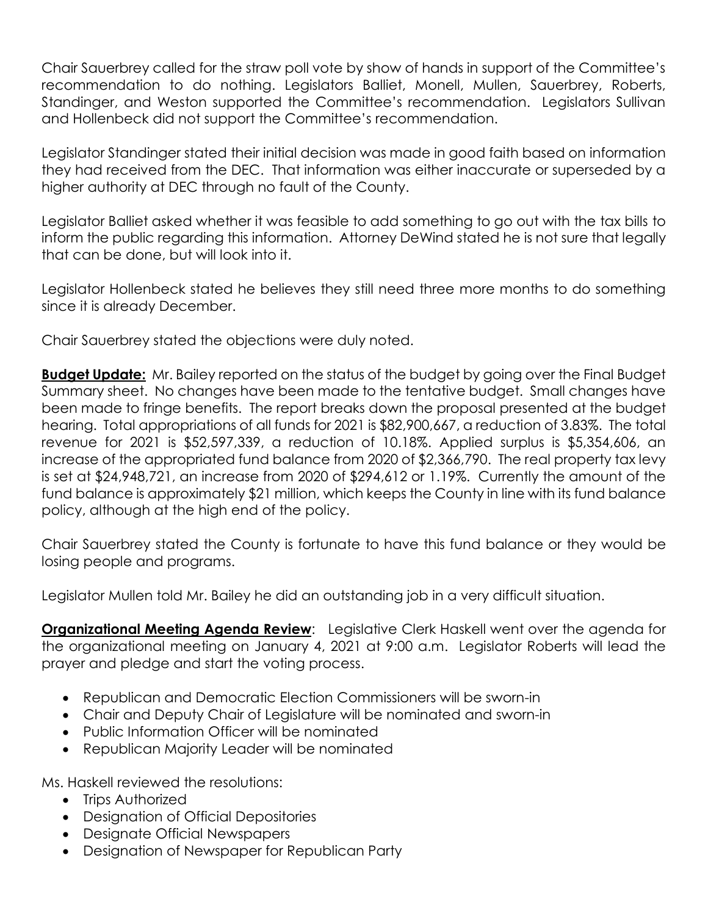Chair Sauerbrey called for the straw poll vote by show of hands in support of the Committee's recommendation to do nothing. Legislators Balliet, Monell, Mullen, Sauerbrey, Roberts, Standinger, and Weston supported the Committee's recommendation. Legislators Sullivan and Hollenbeck did not support the Committee's recommendation.

Legislator Standinger stated their initial decision was made in good faith based on information they had received from the DEC. That information was either inaccurate or superseded by a higher authority at DEC through no fault of the County.

Legislator Balliet asked whether it was feasible to add something to go out with the tax bills to inform the public regarding this information. Attorney DeWind stated he is not sure that legally that can be done, but will look into it.

Legislator Hollenbeck stated he believes they still need three more months to do something since it is already December.

Chair Sauerbrey stated the objections were duly noted.

**Budget Update:** Mr. Bailey reported on the status of the budget by going over the Final Budget Summary sheet. No changes have been made to the tentative budget. Small changes have been made to fringe benefits. The report breaks down the proposal presented at the budget hearing. Total appropriations of all funds for 2021 is $82,900,667, a reduction of 3.83%. The total revenue for 2021 is $52,597,339, a reduction of 10.18%. Applied surplus is $5,354,606, an increase of the appropriated fund balance from 2020 of $2,366,790. The real property tax levy is set at $24,948,721, an increase from 2020 of $294,612 or 1.19%. Currently the amount of the fund balance is approximately $21 million, which keeps the County in line with its fund balance policy, although at the high end of the policy.

Chair Sauerbrey stated the County is fortunate to have this fund balance or they would be losing people and programs.

Legislator Mullen told Mr. Bailey he did an outstanding job in a very difficult situation.

**Organizational Meeting Agenda Review**: Legislative Clerk Haskell went over the agenda for the organizational meeting on January 4, 2021 at 9:00 a.m. Legislator Roberts will lead the prayer and pledge and start the voting process.

- Republican and Democratic Election Commissioners will be sworn-in
- Chair and Deputy Chair of Legislature will be nominated and sworn-in
- Public Information Officer will be nominated
- Republican Majority Leader will be nominated

Ms. Haskell reviewed the resolutions:

- Trips Authorized
- Designation of Official Depositories
- Designate Official Newspapers
- Designation of Newspaper for Republican Party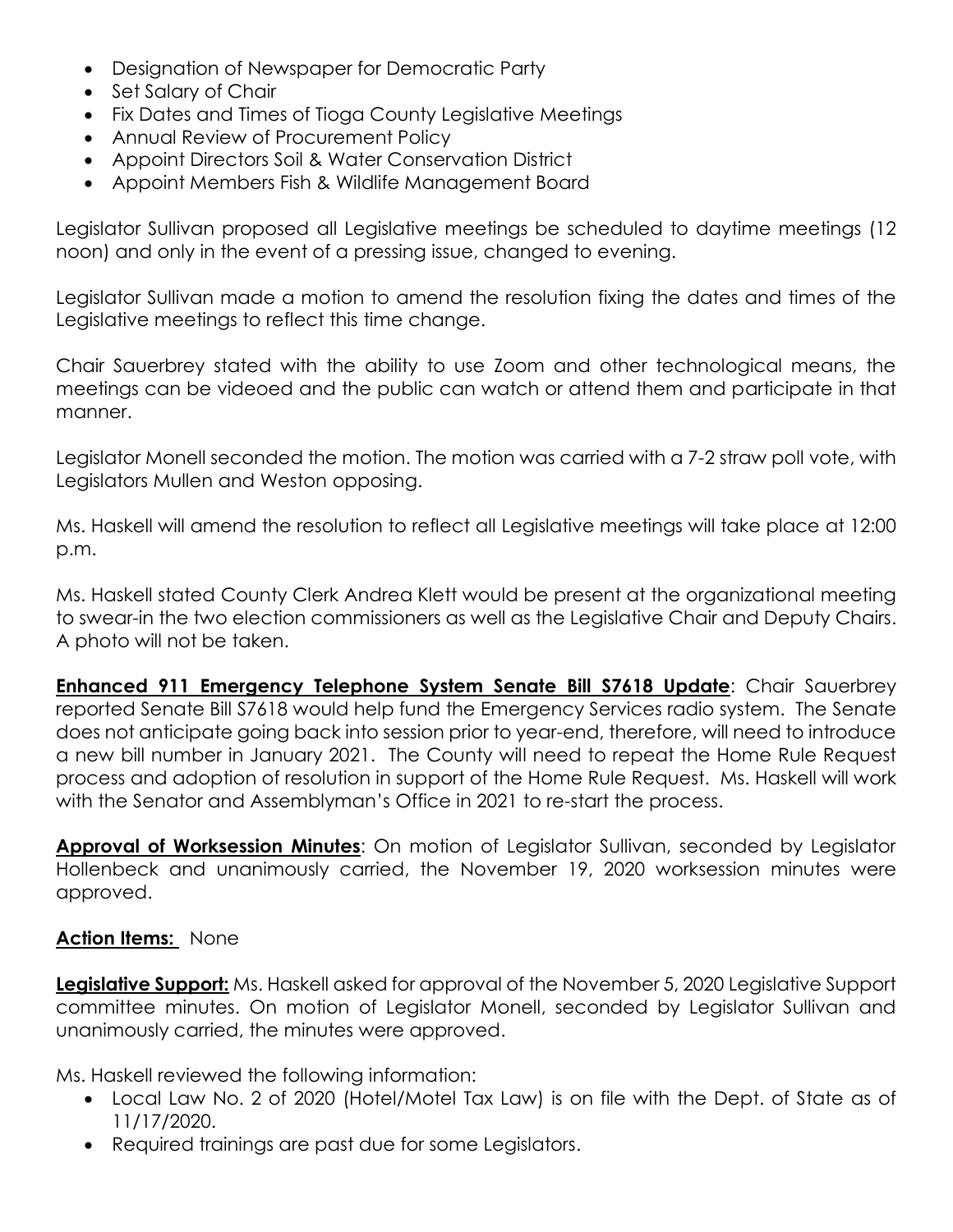- Designation of Newspaper for Democratic Party
- Set Salary of Chair
- Fix Dates and Times of Tioga County Legislative Meetings
- Annual Review of Procurement Policy
- Appoint Directors Soil & Water Conservation District
- Appoint Members Fish & Wildlife Management Board

Legislator Sullivan proposed all Legislative meetings be scheduled to daytime meetings (12 noon) and only in the event of a pressing issue, changed to evening.

Legislator Sullivan made a motion to amend the resolution fixing the dates and times of the Legislative meetings to reflect this time change.

Chair Sauerbrey stated with the ability to use Zoom and other technological means, the meetings can be videoed and the public can watch or attend them and participate in that manner.

Legislator Monell seconded the motion. The motion was carried with a 7-2 straw poll vote, with Legislators Mullen and Weston opposing.

Ms. Haskell will amend the resolution to reflect all Legislative meetings will take place at 12:00 p.m.

Ms. Haskell stated County Clerk Andrea Klett would be present at the organizational meeting to swear-in the two election commissioners as well as the Legislative Chair and Deputy Chairs. A photo will not be taken.

**Enhanced 911 Emergency Telephone System Senate Bill S7618 Update**: Chair Sauerbrey reported Senate Bill S7618 would help fund the Emergency Services radio system. The Senate does not anticipate going back into session prior to year-end, therefore, will need to introduce a new bill number in January 2021. The County will need to repeat the Home Rule Request process and adoption of resolution in support of the Home Rule Request. Ms. Haskell will work with the Senator and Assemblyman's Office in 2021 to re-start the process.

**Approval of Worksession Minutes**: On motion of Legislator Sullivan, seconded by Legislator Hollenbeck and unanimously carried, the November 19, 2020 worksession minutes were approved.

**Action Items:** None

**Legislative Support:** Ms. Haskell asked for approval of the November 5, 2020 Legislative Support committee minutes. On motion of Legislator Monell, seconded by Legislator Sullivan and unanimously carried, the minutes were approved.

Ms. Haskell reviewed the following information:

- Local Law No. 2 of 2020 (Hotel/Motel Tax Law) is on file with the Dept. of State as of 11/17/2020.
- Required trainings are past due for some Legislators.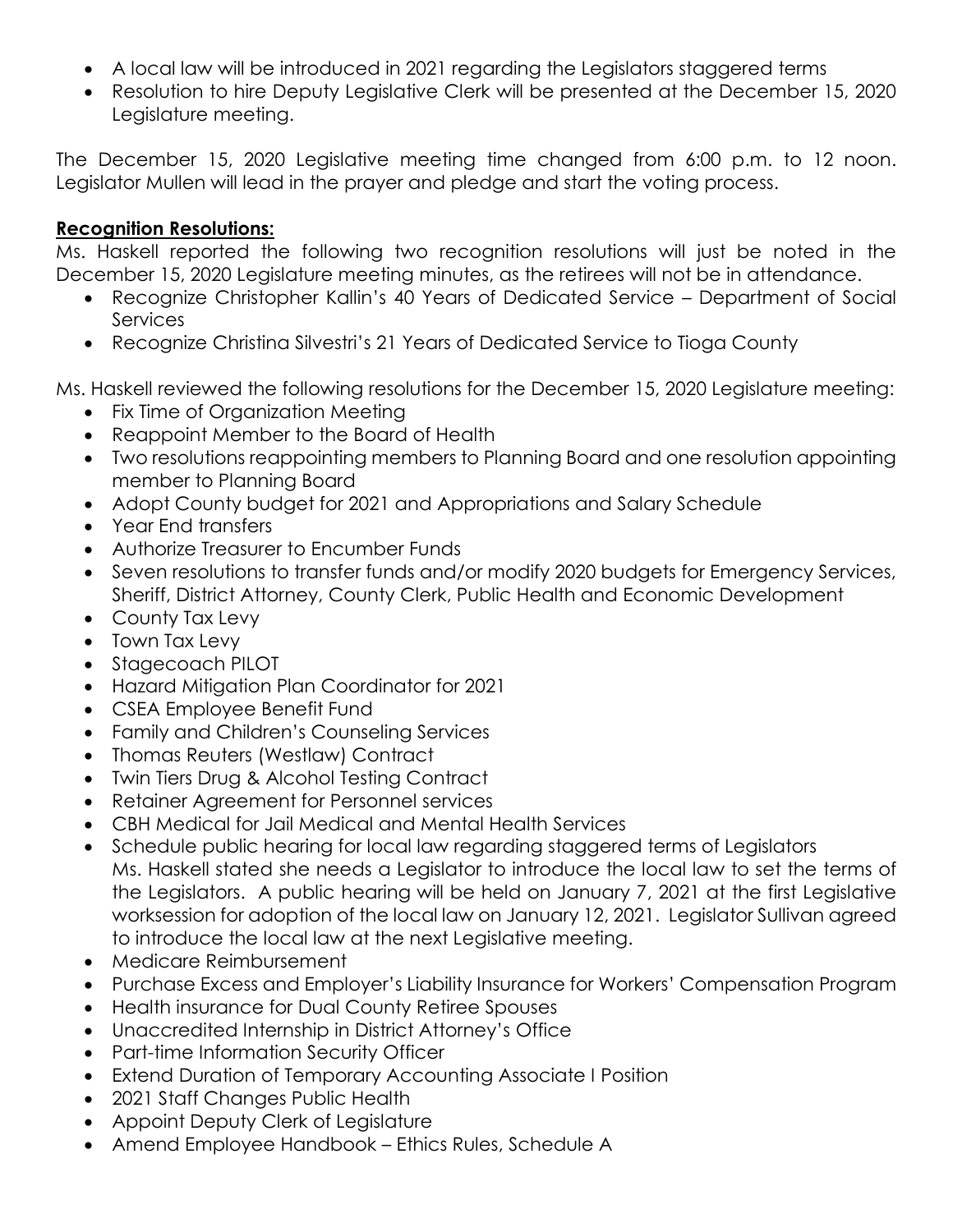- A local law will be introduced in 2021 regarding the Legislators staggered terms
- Resolution to hire Deputy Legislative Clerk will be presented at the December 15, 2020 Legislature meeting.

The December 15, 2020 Legislative meeting time changed from 6:00 p.m. to 12 noon. Legislator Mullen will lead in the prayer and pledge and start the voting process.

**Recognition Resolutions:**

Ms. Haskell reported the following two recognition resolutions will just be noted in the December 15, 2020 Legislature meeting minutes, as the retirees will not be in attendance.

- Recognize Christopher Kallin's 40 Years of Dedicated Service – Department of Social Services
- Recognize Christina Silvestri's 21 Years of Dedicated Service to Tioga County

Ms. Haskell reviewed the following resolutions for the December 15, 2020 Legislature meeting:

- Fix Time of Organization Meeting
- Reappoint Member to the Board of Health
- Two resolutions reappointing members to Planning Board and one resolution appointing member to Planning Board
- Adopt County budget for 2021 and Appropriations and Salary Schedule
- Year End transfers
- Authorize Treasurer to Encumber Funds
- Seven resolutions to transfer funds and/or modify 2020 budgets for Emergency Services, Sheriff, District Attorney, County Clerk, Public Health and Economic Development
- County Tax Levy
- Town Tax Levy
- Stagecoach PILOT
- Hazard Mitigation Plan Coordinator for 2021
- CSEA Employee Benefit Fund
- Family and Children's Counseling Services
- Thomas Reuters (Westlaw) Contract
- Twin Tiers Drug & Alcohol Testing Contract
- Retainer Agreement for Personnel services
- CBH Medical for Jail Medical and Mental Health Services
- Schedule public hearing for local law regarding staggered terms of Legislators
  Ms. Haskell stated she needs a Legislator to introduce the local law to set the terms of the Legislators. A public hearing will be held on January 7, 2021 at the first Legislative worksession for adoption of the local law on January 12, 2021. Legislator Sullivan agreed to introduce the local law at the next Legislative meeting.
- Medicare Reimbursement
- Purchase Excess and Employer's Liability Insurance for Workers' Compensation Program
- Health insurance for Dual County Retiree Spouses
- Unaccredited Internship in District Attorney's Office
- Part-time Information Security Officer
- Extend Duration of Temporary Accounting Associate I Position
- 2021 Staff Changes Public Health
- Appoint Deputy Clerk of Legislature
- Amend Employee Handbook – Ethics Rules, Schedule A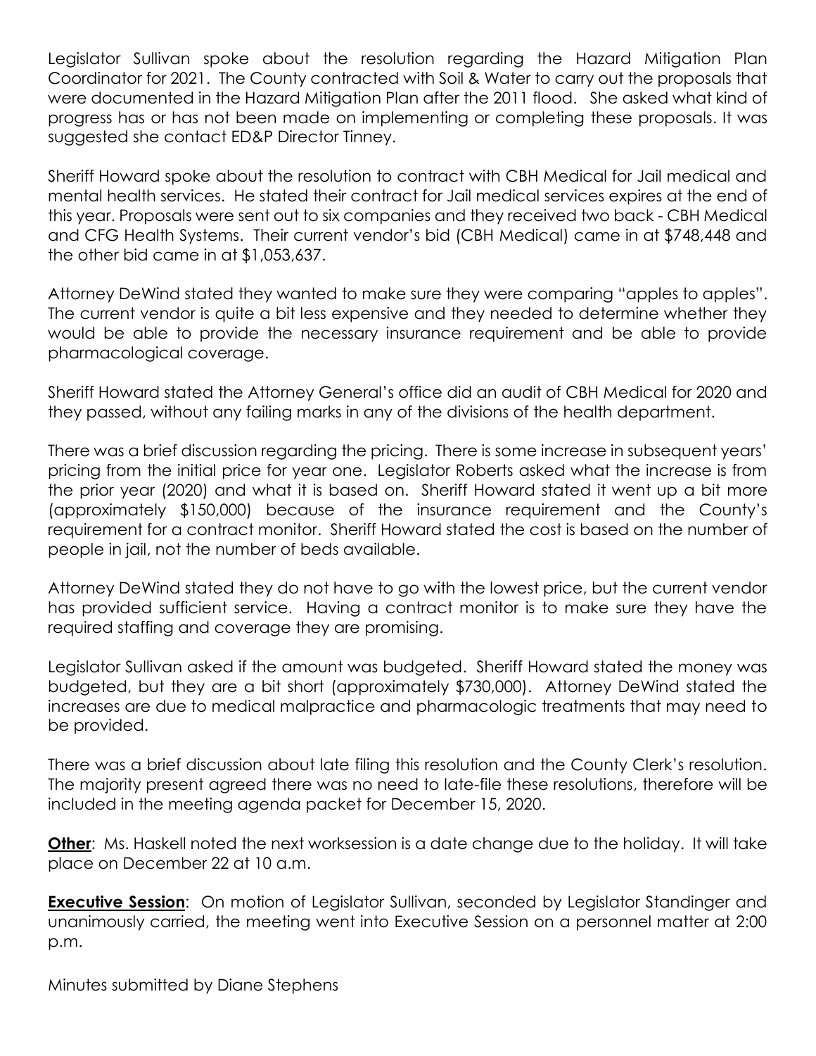Legislator Sullivan spoke about the resolution regarding the Hazard Mitigation Plan Coordinator for 2021. The County contracted with Soil & Water to carry out the proposals that were documented in the Hazard Mitigation Plan after the 2011 flood. She asked what kind of progress has or has not been made on implementing or completing these proposals. It was suggested she contact ED&P Director Tinney.

Sheriff Howard spoke about the resolution to contract with CBH Medical for Jail medical and mental health services. He stated their contract for Jail medical services expires at the end of this year. Proposals were sent out to six companies and they received two back - CBH Medical and CFG Health Systems. Their current vendor's bid (CBH Medical) came in at $748,448 and the other bid came in at $1,053,637.

Attorney DeWind stated they wanted to make sure they were comparing "apples to apples". The current vendor is quite a bit less expensive and they needed to determine whether they would be able to provide the necessary insurance requirement and be able to provide pharmacological coverage.

Sheriff Howard stated the Attorney General's office did an audit of CBH Medical for 2020 and they passed, without any failing marks in any of the divisions of the health department.

There was a brief discussion regarding the pricing. There is some increase in subsequent years' pricing from the initial price for year one. Legislator Roberts asked what the increase is from the prior year (2020) and what it is based on. Sheriff Howard stated it went up a bit more (approximately $150,000) because of the insurance requirement and the County's requirement for a contract monitor. Sheriff Howard stated the cost is based on the number of people in jail, not the number of beds available.

Attorney DeWind stated they do not have to go with the lowest price, but the current vendor has provided sufficient service. Having a contract monitor is to make sure they have the required staffing and coverage they are promising.

Legislator Sullivan asked if the amount was budgeted. Sheriff Howard stated the money was budgeted, but they are a bit short (approximately $730,000). Attorney DeWind stated the increases are due to medical malpractice and pharmacologic treatments that may need to be provided.

There was a brief discussion about late filing this resolution and the County Clerk's resolution. The majority present agreed there was no need to late-file these resolutions, therefore will be included in the meeting agenda packet for December 15, 2020.

**Other**: Ms. Haskell noted the next worksession is a date change due to the holiday. It will take place on December 22 at 10 a.m.

**Executive Session**: On motion of Legislator Sullivan, seconded by Legislator Standinger and unanimously carried, the meeting went into Executive Session on a personnel matter at 2:00 p.m.

Minutes submitted by Diane Stephens